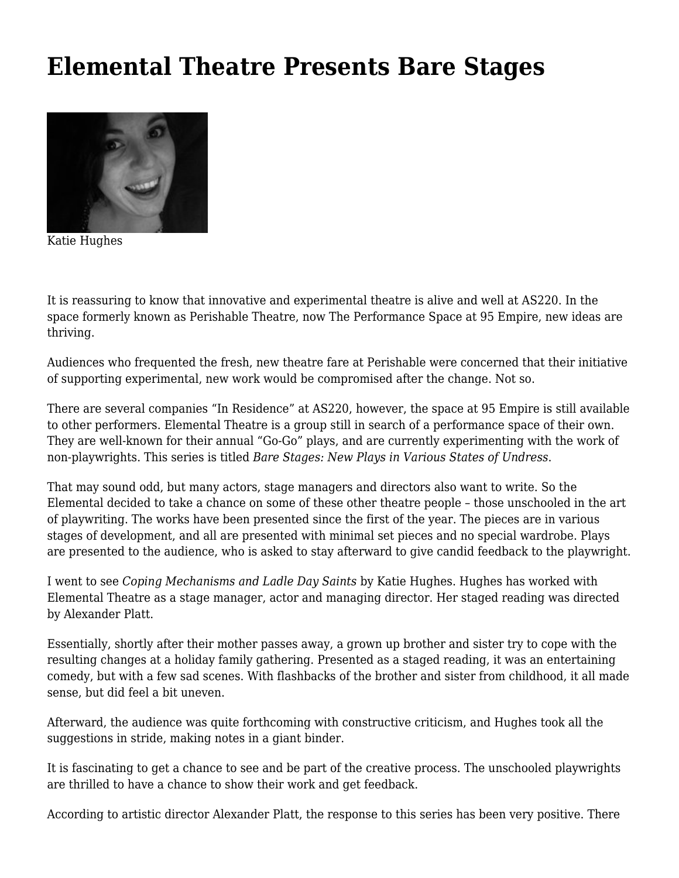# Elemental Theatre Presents Bare Stages

Katie Hughes

It is reassuring to know that innovative and experimental theatre is alive and well at AS220. In the space formerly known as Perishable Theatre, now The Performance Space at 95 Empire, new ideas are thriving.

Audiences who frequented the fresh, new theatre fare at Perishable were concerned that their initiative of supporting experimental, new work would be compromised after the change. Not so.

There are several companies "In Residence" at AS220, however, the space at 95 Empire is still available to other performers. Elemental Theatre is a group still in search of a performance space of their own. They are well-known for their annual "Go-Go" plays, and are currently experimenting with the work of non-playwrights. This series is titled *Bare Stages: New Plays in Various States of Undress*.

That may sound odd, but many actors, stage managers and directors also want to write. So the Elemental decided to take a chance on some of these other theatre people – those unschooled in the art of playwriting. The works have been presented since the first of the year. The pieces are in various stages of development, and all are presented with minimal set pieces and no special wardrobe. Plays are presented to the audience, who is asked to stay afterward to give candid feedback to the playwright.

I went to see *Coping Mechanisms and Ladle Day Saints* by Katie Hughes. Hughes has worked with Elemental Theatre as a stage manager, actor and managing director. Her staged reading was directed by Alexander Platt.

Essentially, shortly after their mother passes away, a grown up brother and sister try to cope with the resulting changes at a holiday family gathering. Presented as a staged reading, it was an entertaining comedy, but with a few sad scenes. With flashbacks of the brother and sister from childhood, it all made sense, but did feel a bit uneven.

Afterward, the audience was quite forthcoming with constructive criticism, and Hughes took all the suggestions in stride, making notes in a giant binder.

It is fascinating to get a chance to see and be part of the creative process. The unschooled playwrights are thrilled to have a chance to show their work and get feedback.

According to artistic director Alexander Platt, the response to this series has been very positive. There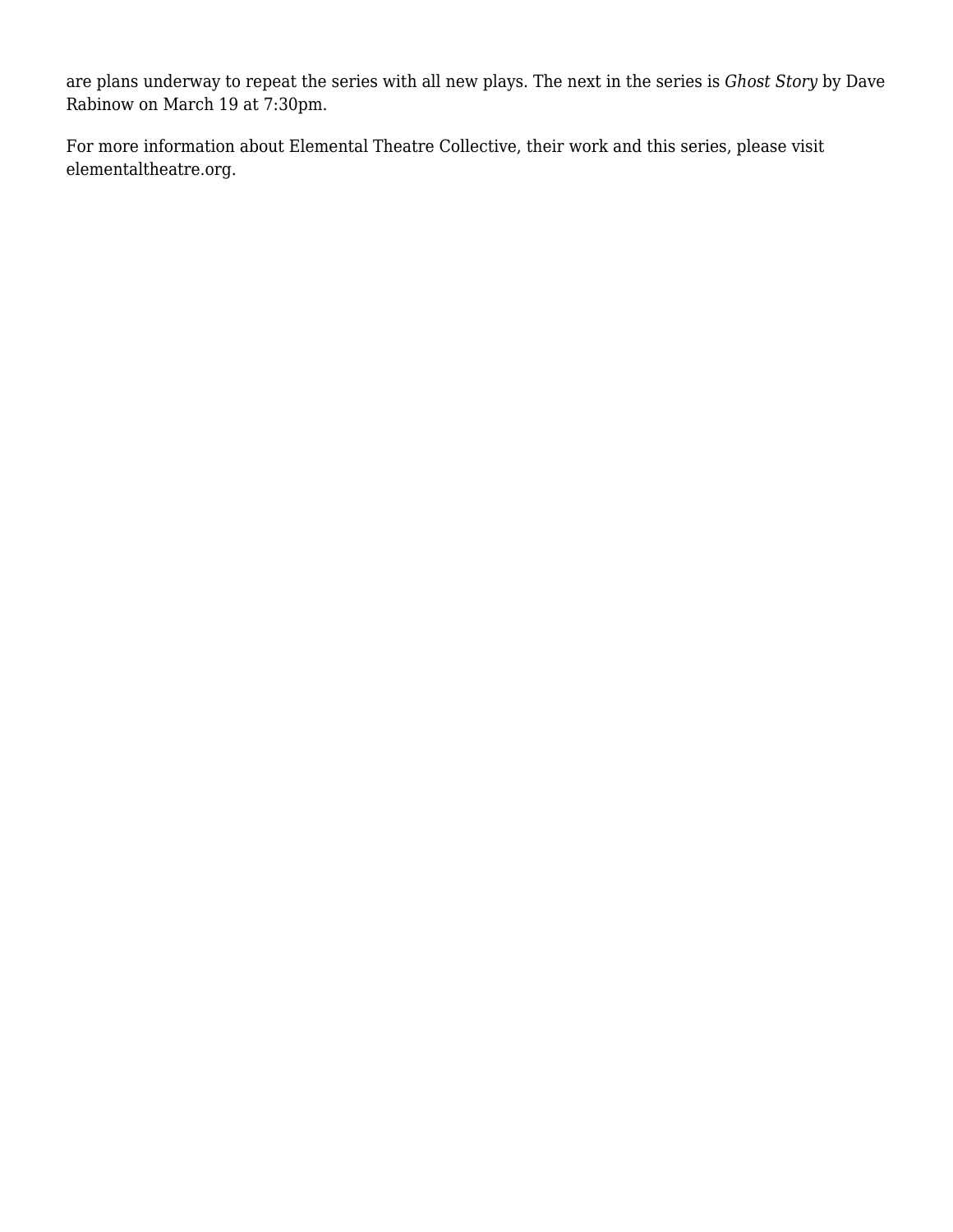are plans underway to repeat the series with all new plays. The next in the series is *Ghost Story* by Dave Rabinow on March 19 at 7:30pm.

For more information about Elemental Theatre Collective, their work and this series, please visit elementaltheatre.org.